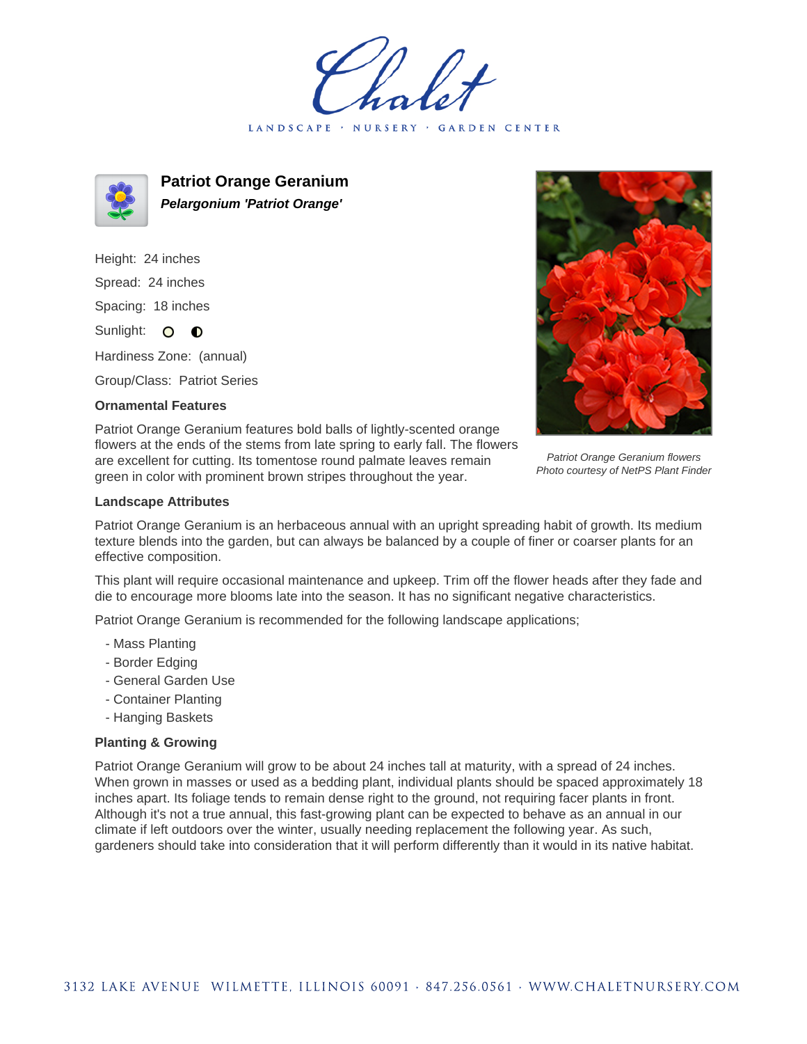Chalet

LANDSCAPE · NURSERY · GARDEN CENTER

## Patriot Orange Geranium

***Pelargonium 'Patriot Orange'***

Height: 24 inches

Spread: 24 inches

Spacing: 18 inches

Sunlight: ○ ◐

Hardiness Zone: (annual)

Group/Class: Patriot Series

### Ornamental Features

Patriot Orange Geranium features bold balls of lightly-scented orange flowers at the ends of the stems from late spring to early fall. The flowers are excellent for cutting. Its tomentose round palmate leaves remain green in color with prominent brown stripes throughout the year.

*Patriot Orange Geranium flowers*
*Photo courtesy of NetPS Plant Finder*

### Landscape Attributes

Patriot Orange Geranium is an herbaceous annual with an upright spreading habit of growth. Its medium texture blends into the garden, but can always be balanced by a couple of finer or coarser plants for an effective composition.

This plant will require occasional maintenance and upkeep. Trim off the flower heads after they fade and die to encourage more blooms late into the season. It has no significant negative characteristics.

Patriot Orange Geranium is recommended for the following landscape applications;

- Mass Planting
- Border Edging
- General Garden Use
- Container Planting
- Hanging Baskets

### Planting & Growing

Patriot Orange Geranium will grow to be about 24 inches tall at maturity, with a spread of 24 inches. When grown in masses or used as a bedding plant, individual plants should be spaced approximately 18 inches apart. Its foliage tends to remain dense right to the ground, not requiring facer plants in front. Although it's not a true annual, this fast-growing plant can be expected to behave as an annual in our climate if left outdoors over the winter, usually needing replacement the following year. As such, gardeners should take into consideration that it will perform differently than it would in its native habitat.

3132 LAKE AVENUE WILMETTE, ILLINOIS 60091 · 847.256.0561 · WWW.CHALETNURSERY.COM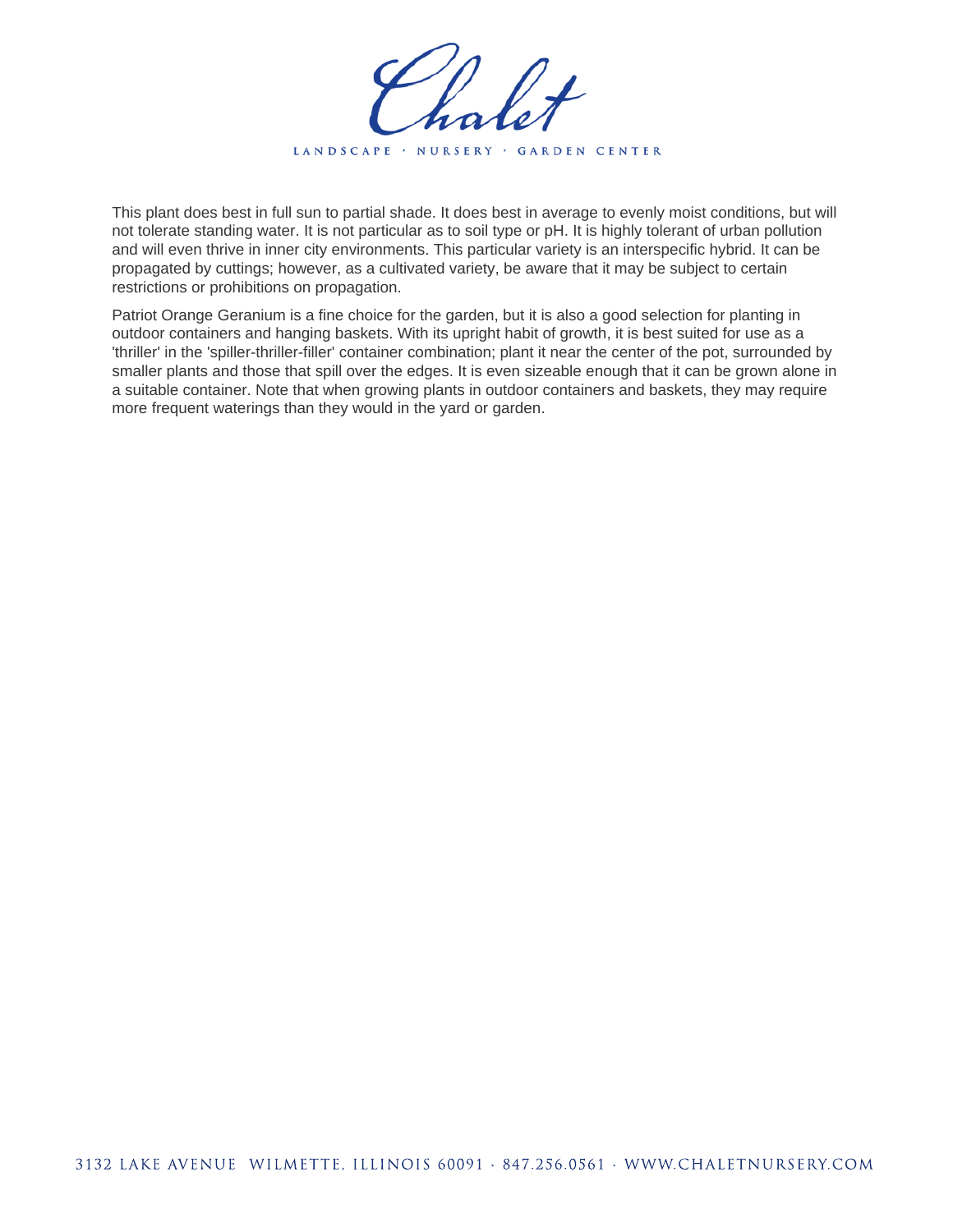This plant does best in full sun to partial shade. It does best in average to evenly moist conditions, but will not tolerate standing water. It is not particular as to soil type or pH. It is highly tolerant of urban pollution and will even thrive in inner city environments. This particular variety is an interspecific hybrid. It can be propagated by cuttings; however, as a cultivated variety, be aware that it may be subject to certain restrictions or prohibitions on propagation.

Patriot Orange Geranium is a fine choice for the garden, but it is also a good selection for planting in outdoor containers and hanging baskets. With its upright habit of growth, it is best suited for use as a 'thriller' in the 'spiller-thriller-filler' container combination; plant it near the center of the pot, surrounded by smaller plants and those that spill over the edges. It is even sizeable enough that it can be grown alone in a suitable container. Note that when growing plants in outdoor containers and baskets, they may require more frequent waterings than they would in the yard or garden.